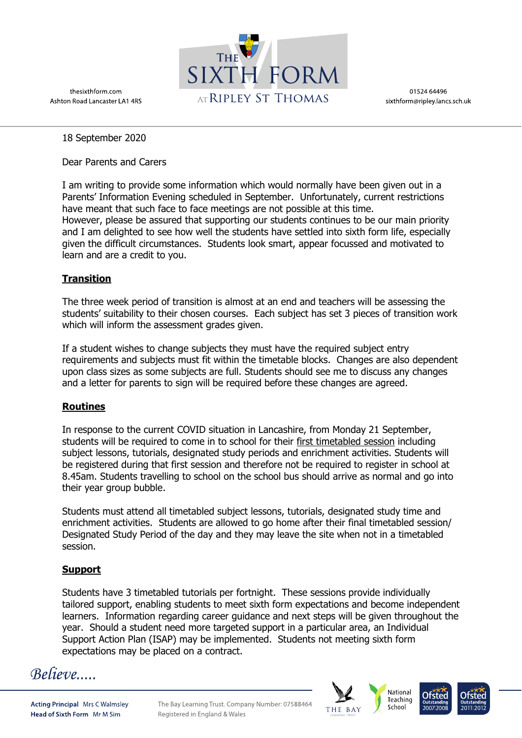thesixthform.com
Ashton Road Lancaster LA1 4RS

THE SIXTH FORM AT RIPLEY ST THOMAS

01524 64496
sixthform@ripley.lancs.sch.uk

18 September 2020

Dear Parents and Carers

I am writing to provide some information which would normally have been given out in a Parents' Information Evening scheduled in September. Unfortunately, current restrictions have meant that such face to face meetings are not possible at this time.
However, please be assured that supporting our students continues to be our main priority and I am delighted to see how well the students have settled into sixth form life, especially given the difficult circumstances. Students look smart, appear focussed and motivated to learn and are a credit to you.

## Transition

The three week period of transition is almost at an end and teachers will be assessing the students' suitability to their chosen courses. Each subject has set 3 pieces of transition work which will inform the assessment grades given.

If a student wishes to change subjects they must have the required subject entry requirements and subjects must fit within the timetable blocks. Changes are also dependent upon class sizes as some subjects are full. Students should see me to discuss any changes and a letter for parents to sign will be required before these changes are agreed.

## Routines

In response to the current COVID situation in Lancashire, from Monday 21 September, students will be required to come in to school for their first timetabled session including subject lessons, tutorials, designated study periods and enrichment activities. Students will be registered during that first session and therefore not be required to register in school at 8.45am. Students travelling to school on the school bus should arrive as normal and go into their year group bubble.

Students must attend all timetabled subject lessons, tutorials, designated study time and enrichment activities. Students are allowed to go home after their final timetabled session/ Designated Study Period of the day and they may leave the site when not in a timetabled session.

## Support

Students have 3 timetabled tutorials per fortnight. These sessions provide individually tailored support, enabling students to meet sixth form expectations and become independent learners. Information regarding career guidance and next steps will be given throughout the year. Should a student need more targeted support in a particular area, an Individual Support Action Plan (ISAP) may be implemented. Students not meeting sixth form expectations may be placed on a contract.

*Believe.....*

**Acting Principal** Mrs C Walmsley
**Head of Sixth Form** Mr M Sim

The Bay Learning Trust. Company Number: 07588464
Registered in England & Wales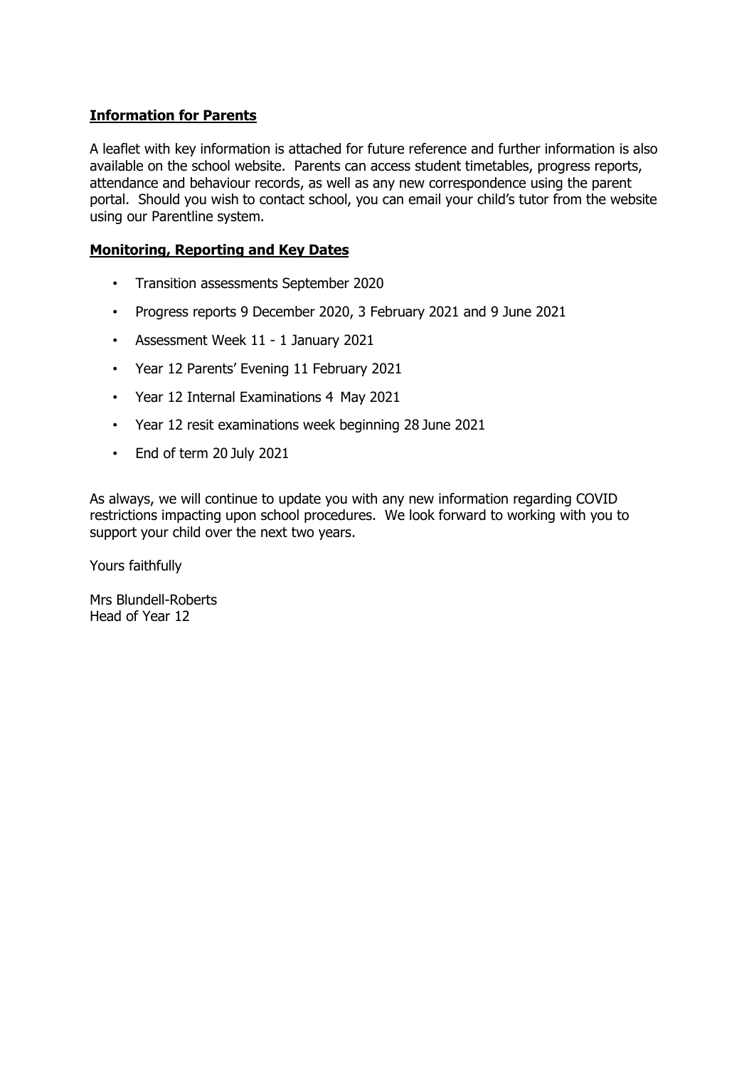**Information for Parents**

A leaflet with key information is attached for future reference and further information is also available on the school website. Parents can access student timetables, progress reports, attendance and behaviour records, as well as any new correspondence using the parent portal. Should you wish to contact school, you can email your child's tutor from the website using our Parentline system.

**Monitoring, Reporting and Key Dates**

- Transition assessments September 2020
- Progress reports 9 December 2020, 3 February 2021 and 9 June 2021
- Assessment Week 11 - 1 January 2021
- Year 12 Parents' Evening 11 February 2021
- Year 12 Internal Examinations 4 May 2021
- Year 12 resit examinations week beginning 28 June 2021
- End of term 20 July 2021

As always, we will continue to update you with any new information regarding COVID restrictions impacting upon school procedures. We look forward to working with you to support your child over the next two years.

Yours faithfully

Mrs Blundell-Roberts
Head of Year 12